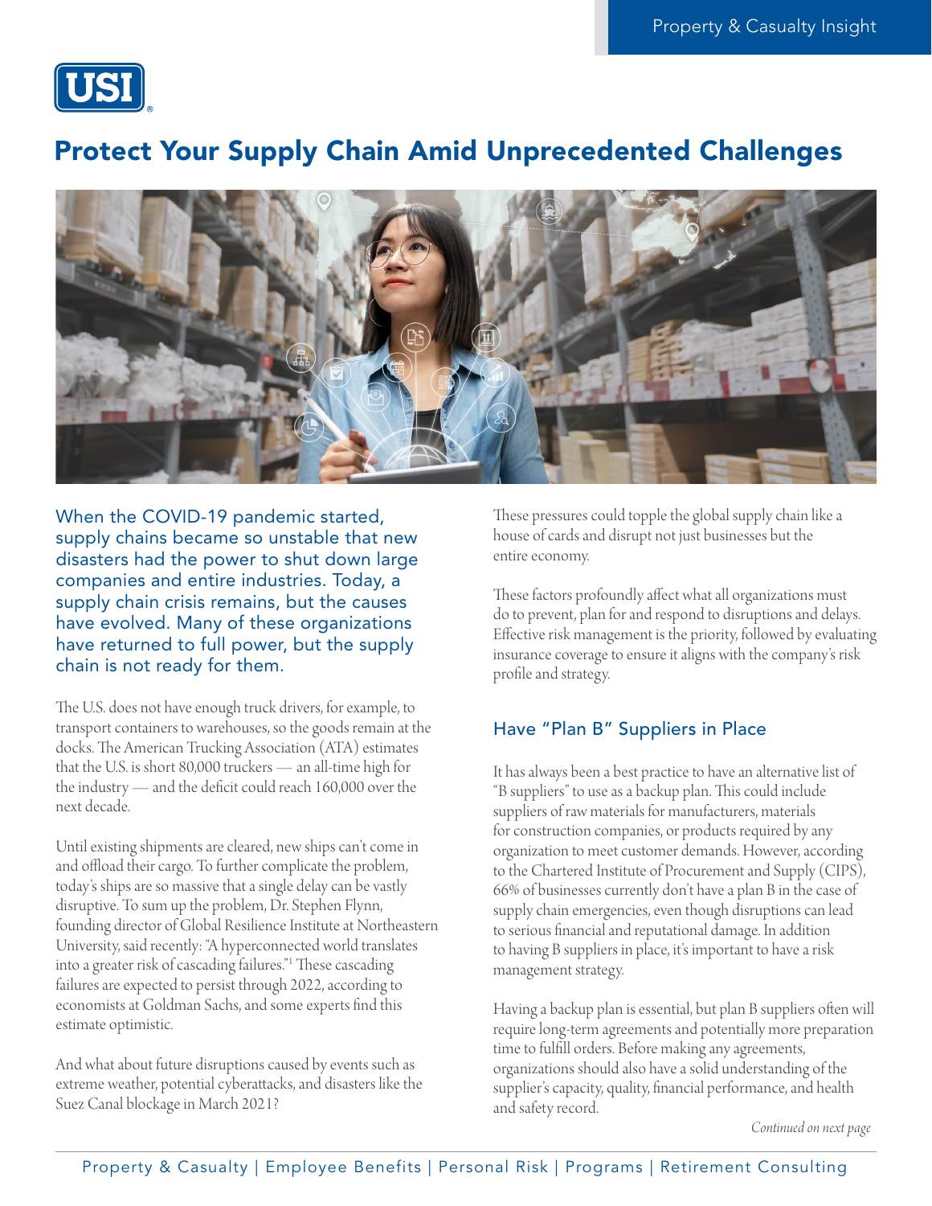# Protect Your Supply Chain Amid Unprecedented Challenges

When the COVID-19 pandemic started, supply chains became so unstable that new disasters had the power to shut down large companies and entire industries. Today, a supply chain crisis remains, but the causes have evolved. Many of these organizations have returned to full power, but the supply chain is not ready for them.

The U.S. does not have enough truck drivers, for example, to transport containers to warehouses, so the goods remain at the docks. The American Trucking Association (ATA) estimates that the U.S. is short 80,000 truckers — an all-time high for the industry — and the deficit could reach 160,000 over the next decade.

Until existing shipments are cleared, new ships can't come in and offload their cargo. To further complicate the problem, today's ships are so massive that a single delay can be vastly disruptive. To sum up the problem, Dr. Stephen Flynn, founding director of Global Resilience Institute at Northeastern University, said recently: "A hyperconnected world translates into a greater risk of cascading failures."[1] These cascading failures are expected to persist through 2022, according to economists at Goldman Sachs, and some experts find this estimate optimistic.

And what about future disruptions caused by events such as extreme weather, potential cyberattacks, and disasters like the Suez Canal blockage in March 2021?

These pressures could topple the global supply chain like a house of cards and disrupt not just businesses but the entire economy.

These factors profoundly affect what all organizations must do to prevent, plan for and respond to disruptions and delays. Effective risk management is the priority, followed by evaluating insurance coverage to ensure it aligns with the company's risk profile and strategy.

## Have "Plan B" Suppliers in Place

It has always been a best practice to have an alternative list of "B suppliers" to use as a backup plan. This could include suppliers of raw materials for manufacturers, materials for construction companies, or products required by any organization to meet customer demands. However, according to the Chartered Institute of Procurement and Supply (CIPS), 66% of businesses currently don't have a plan B in the case of supply chain emergencies, even though disruptions can lead to serious financial and reputational damage. In addition to having B suppliers in place, it's important to have a risk management strategy.

Having a backup plan is essential, but plan B suppliers often will require long-term agreements and potentially more preparation time to fulfill orders. Before making any agreements, organizations should also have a solid understanding of the supplier's capacity, quality, financial performance, and health and safety record.

*Continued on next page*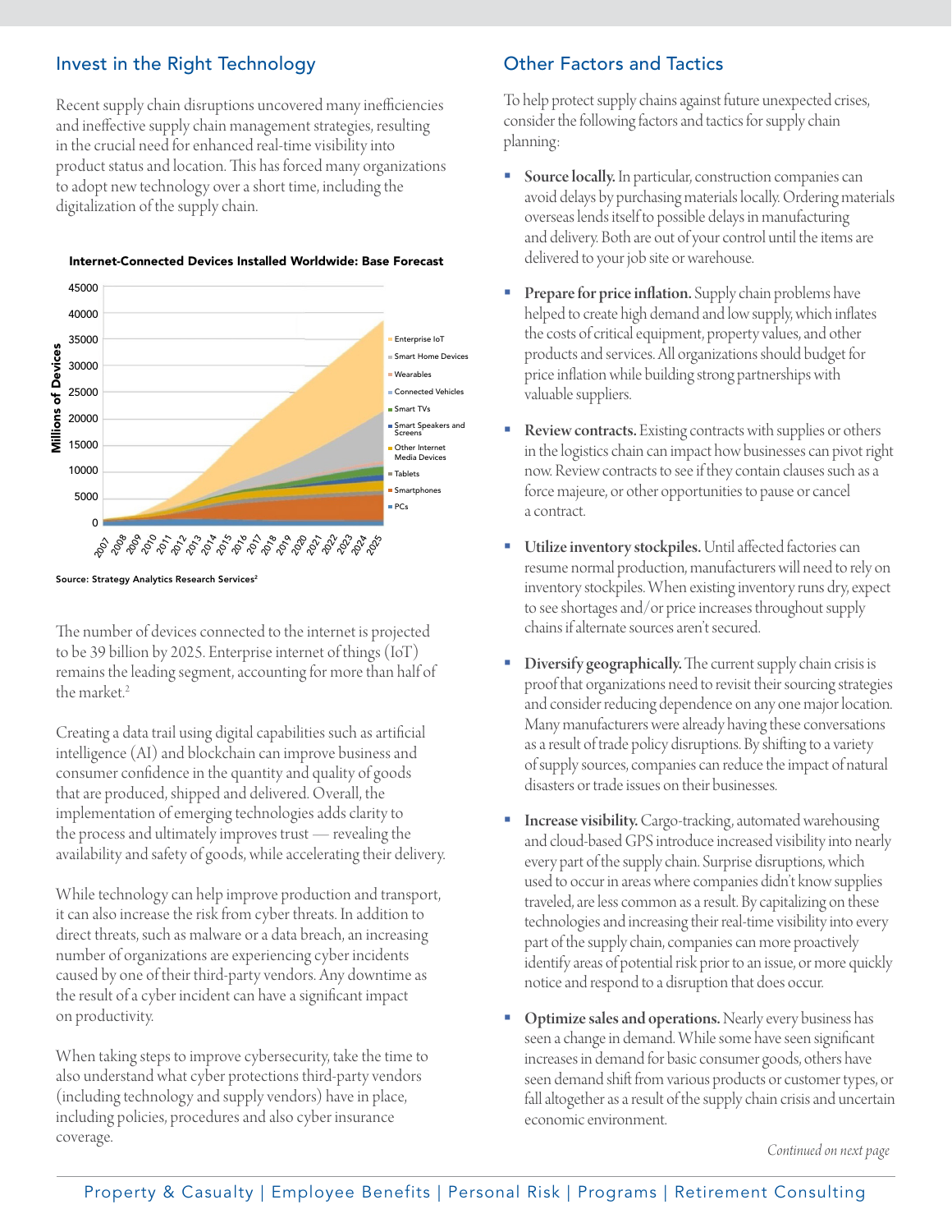## Invest in the Right Technology

Recent supply chain disruptions uncovered many inefficiencies and ineffective supply chain management strategies, resulting in the crucial need for enhanced real-time visibility into product status and location. This has forced many organizations to adopt new technology over a short time, including the digitalization of the supply chain.

**Internet-Connected Devices Installed Worldwide: Base Forecast**

Source: Strategy Analytics Research Services[2]

The number of devices connected to the internet is projected to be 39 billion by 2025. Enterprise internet of things (IoT) remains the leading segment, accounting for more than half of the market.[2]

Creating a data trail using digital capabilities such as artificial intelligence (AI) and blockchain can improve business and consumer confidence in the quantity and quality of goods that are produced, shipped and delivered. Overall, the implementation of emerging technologies adds clarity to the process and ultimately improves trust — revealing the availability and safety of goods, while accelerating their delivery.

While technology can help improve production and transport, it can also increase the risk from cyber threats. In addition to direct threats, such as malware or a data breach, an increasing number of organizations are experiencing cyber incidents caused by one of their third-party vendors. Any downtime as the result of a cyber incident can have a significant impact on productivity.

When taking steps to improve cybersecurity, take the time to also understand what cyber protections third-party vendors (including technology and supply vendors) have in place, including policies, procedures and also cyber insurance coverage.

## Other Factors and Tactics

To help protect supply chains against future unexpected crises, consider the following factors and tactics for supply chain planning:

- **Source locally.** In particular, construction companies can avoid delays by purchasing materials locally. Ordering materials overseas lends itself to possible delays in manufacturing and delivery. Both are out of your control until the items are delivered to your job site or warehouse.
- **Prepare for price inflation.** Supply chain problems have helped to create high demand and low supply, which inflates the costs of critical equipment, property values, and other products and services. All organizations should budget for price inflation while building strong partnerships with valuable suppliers.
- **Review contracts.** Existing contracts with supplies or others in the logistics chain can impact how businesses can pivot right now. Review contracts to see if they contain clauses such as a force majeure, or other opportunities to pause or cancel a contract.
- **Utilize inventory stockpiles.** Until affected factories can resume normal production, manufacturers will need to rely on inventory stockpiles. When existing inventory runs dry, expect to see shortages and/or price increases throughout supply chains if alternate sources aren't secured.
- **Diversify geographically.** The current supply chain crisis is proof that organizations need to revisit their sourcing strategies and consider reducing dependence on any one major location. Many manufacturers were already having these conversations as a result of trade policy disruptions. By shifting to a variety of supply sources, companies can reduce the impact of natural disasters or trade issues on their businesses.
- **Increase visibility.** Cargo-tracking, automated warehousing and cloud-based GPS introduce increased visibility into nearly every part of the supply chain. Surprise disruptions, which used to occur in areas where companies didn't know supplies traveled, are less common as a result. By capitalizing on these technologies and increasing their real-time visibility into every part of the supply chain, companies can more proactively identify areas of potential risk prior to an issue, or more quickly notice and respond to a disruption that does occur.
- **Optimize sales and operations.** Nearly every business has seen a change in demand. While some have seen significant increases in demand for basic consumer goods, others have seen demand shift from various products or customer types, or fall altogether as a result of the supply chain crisis and uncertain economic environment.

*Continued on next page*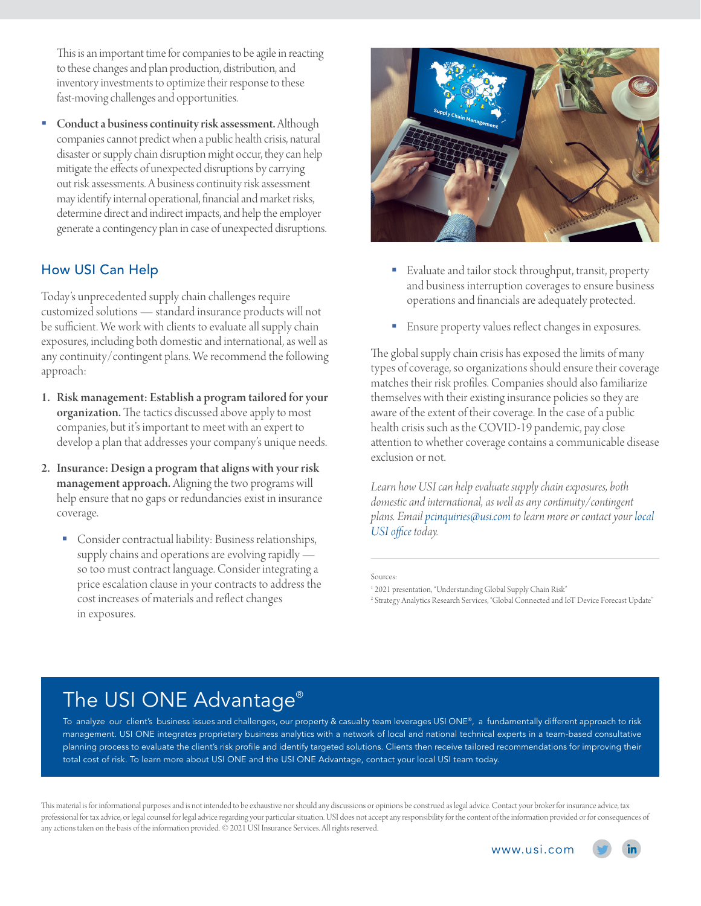This is an important time for companies to be agile in reacting to these changes and plan production, distribution, and inventory investments to optimize their response to these fast-moving challenges and opportunities.

- **Conduct a business continuity risk assessment.** Although companies cannot predict when a public health crisis, natural disaster or supply chain disruption might occur, they can help mitigate the effects of unexpected disruptions by carrying out risk assessments. A business continuity risk assessment may identify internal operational, financial and market risks, determine direct and indirect impacts, and help the employer generate a contingency plan in case of unexpected disruptions.

## How USI Can Help

Today's unprecedented supply chain challenges require customized solutions — standard insurance products will not be sufficient. We work with clients to evaluate all supply chain exposures, including both domestic and international, as well as any continuity/contingent plans. We recommend the following approach:

1. **Risk management: Establish a program tailored for your organization.** The tactics discussed above apply to most companies, but it's important to meet with an expert to develop a plan that addresses your company's unique needs.
2. **Insurance: Design a program that aligns with your risk management approach.** Aligning the two programs will help ensure that no gaps or redundancies exist in insurance coverage.
   - Consider contractual liability: Business relationships, supply chains and operations are evolving rapidly — so too must contract language. Consider integrating a price escalation clause in your contracts to address the cost increases of materials and reflect changes in exposures.
   - Evaluate and tailor stock throughput, transit, property and business interruption coverages to ensure business operations and financials are adequately protected.
   - Ensure property values reflect changes in exposures.

The global supply chain crisis has exposed the limits of many types of coverage, so organizations should ensure their coverage matches their risk profiles. Companies should also familiarize themselves with their existing insurance policies so they are aware of the extent of their coverage. In the case of a public health crisis such as the COVID-19 pandemic, pay close attention to whether coverage contains a communicable disease exclusion or not.

*Learn how USI can help evaluate supply chain exposures, both domestic and international, as well as any continuity/contingent plans. Email pcinquiries@usi.com to learn more or contact your local USI office today.*

Sources:

[1] 2021 presentation, "Understanding Global Supply Chain Risk"

[2] Strategy Analytics Research Services, "Global Connected and IoT Device Forecast Update"

## The USI ONE Advantage®

To analyze our client's business issues and challenges, our property & casualty team leverages USI ONE®, a fundamentally different approach to risk management. USI ONE integrates proprietary business analytics with a network of local and national technical experts in a team-based consultative planning process to evaluate the client's risk profile and identify targeted solutions. Clients then receive tailored recommendations for improving their total cost of risk. To learn more about USI ONE and the USI ONE Advantage, contact your local USI team today.

This material is for informational purposes and is not intended to be exhaustive nor should any discussions or opinions be construed as legal advice. Contact your broker for insurance advice, tax professional for tax advice, or legal counsel for legal advice regarding your particular situation. USI does not accept any responsibility for the content of the information provided or for consequences of any actions taken on the basis of the information provided. © 2021 USI Insurance Services. All rights reserved.

www.usi.com